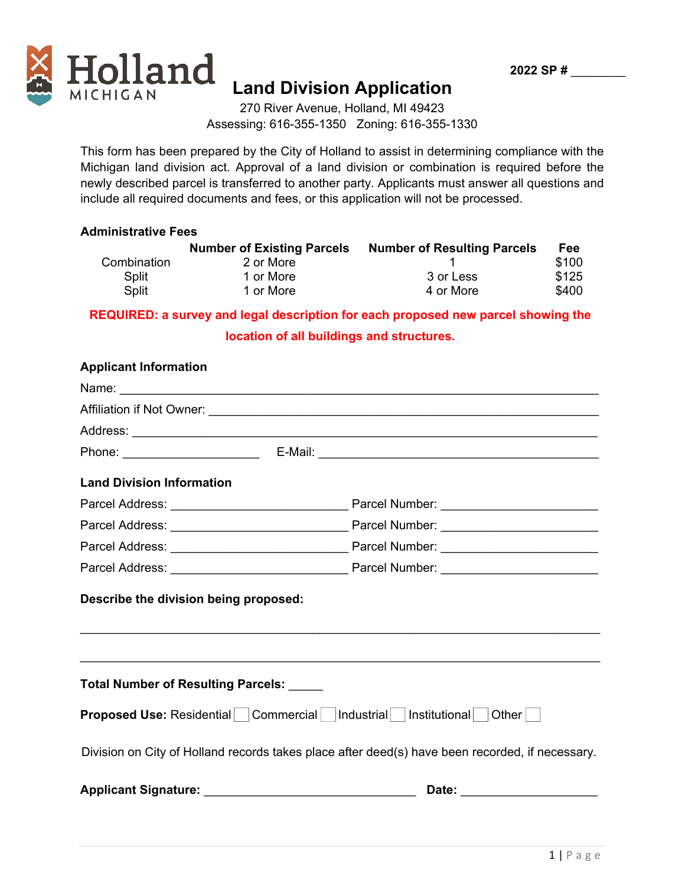Holland MICHIGAN

2022 SP # ________

# Land Division Application

270 River Avenue, Holland, MI 49423
Assessing: 616-355-1350 Zoning: 616-355-1330

This form has been prepared by the City of Holland to assist in determining compliance with the Michigan land division act. Approval of a land division or combination is required before the newly described parcel is transferred to another party. Applicants must answer all questions and include all required documents and fees, or this application will not be processed.

### Administrative Fees

| | Number of Existing Parcels | Number of Resulting Parcels | Fee |
|---|---|---|---|
| Combination | 2 or More | 1 | $100 |
| Split | 1 or More | 3 or Less | $125 |
| Split | 1 or More | 4 or More | $400 |

**REQUIRED: a survey and legal description for each proposed new parcel showing the location of all buildings and structures.**

### Applicant Information

Name: ________________________________________________

Affiliation if Not Owner: ________________________________________

Address: ______________________________________________

Phone: ____________________ E-Mail: ______________________________

### Land Division Information

Parcel Address: __________________________ Parcel Number: _______________________

Parcel Address: __________________________ Parcel Number: _______________________

Parcel Address: __________________________ Parcel Number: _______________________

Parcel Address: __________________________ Parcel Number: _______________________

**Describe the division being proposed:**

______________________________________________________________________

______________________________________________________________________

**Total Number of Resulting Parcels:** _____

**Proposed Use:** Residential ☐ Commercial ☐ Industrial ☐ Institutional ☐ Other ☐

Division on City of Holland records takes place after deed(s) have been recorded, if necessary.

**Applicant Signature:** _______________________________ **Date:** ____________________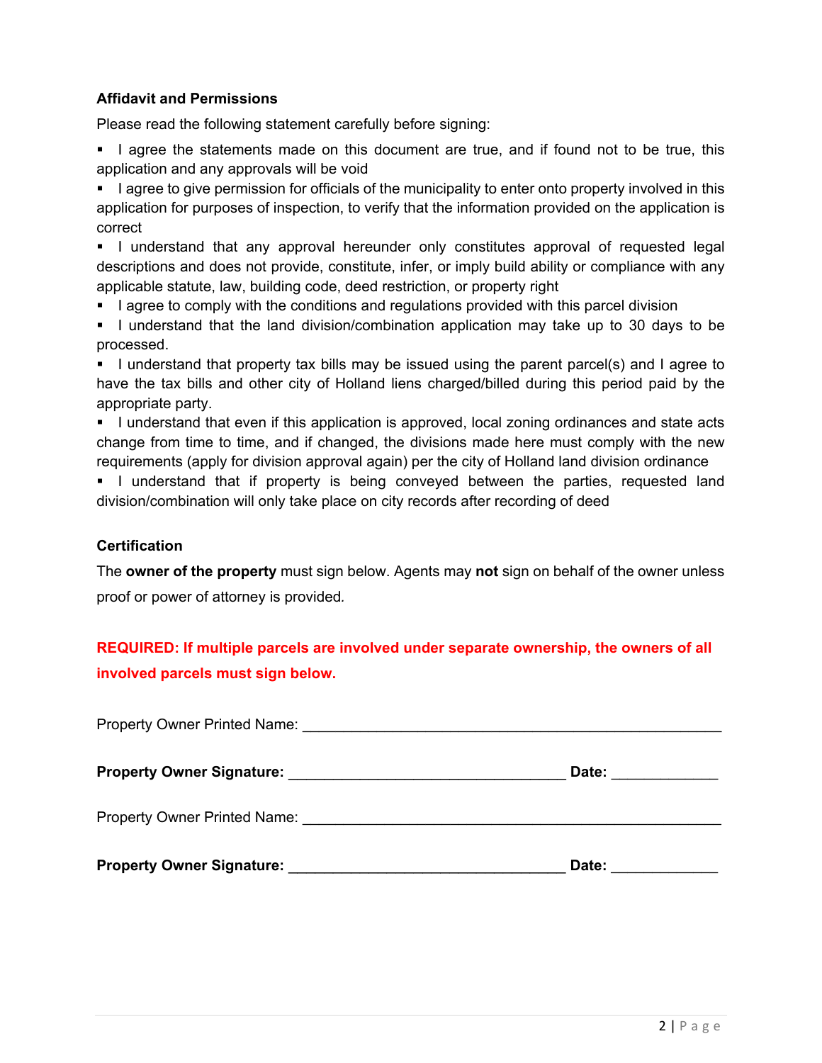### Affidavit and Permissions

Please read the following statement carefully before signing:

- I agree the statements made on this document are true, and if found not to be true, this application and any approvals will be void
- I agree to give permission for officials of the municipality to enter onto property involved in this application for purposes of inspection, to verify that the information provided on the application is correct
- I understand that any approval hereunder only constitutes approval of requested legal descriptions and does not provide, constitute, infer, or imply build ability or compliance with any applicable statute, law, building code, deed restriction, or property right
- I agree to comply with the conditions and regulations provided with this parcel division
- I understand that the land division/combination application may take up to 30 days to be processed.
- I understand that property tax bills may be issued using the parent parcel(s) and I agree to have the tax bills and other city of Holland liens charged/billed during this period paid by the appropriate party.
- I understand that even if this application is approved, local zoning ordinances and state acts change from time to time, and if changed, the divisions made here must comply with the new requirements (apply for division approval again) per the city of Holland land division ordinance
- I understand that if property is being conveyed between the parties, requested land division/combination will only take place on city records after recording of deed

### Certification

The **owner of the property** must sign below. Agents may **not** sign on behalf of the owner unless proof or power of attorney is provided.

**REQUIRED: If multiple parcels are involved under separate ownership, the owners of all involved parcels must sign below.**

Property Owner Printed Name: ____________________________________________________

**Property Owner Signature:** ___________________________________ **Date:** _____________

Property Owner Printed Name: ____________________________________________________

**Property Owner Signature:** ___________________________________ **Date:** _____________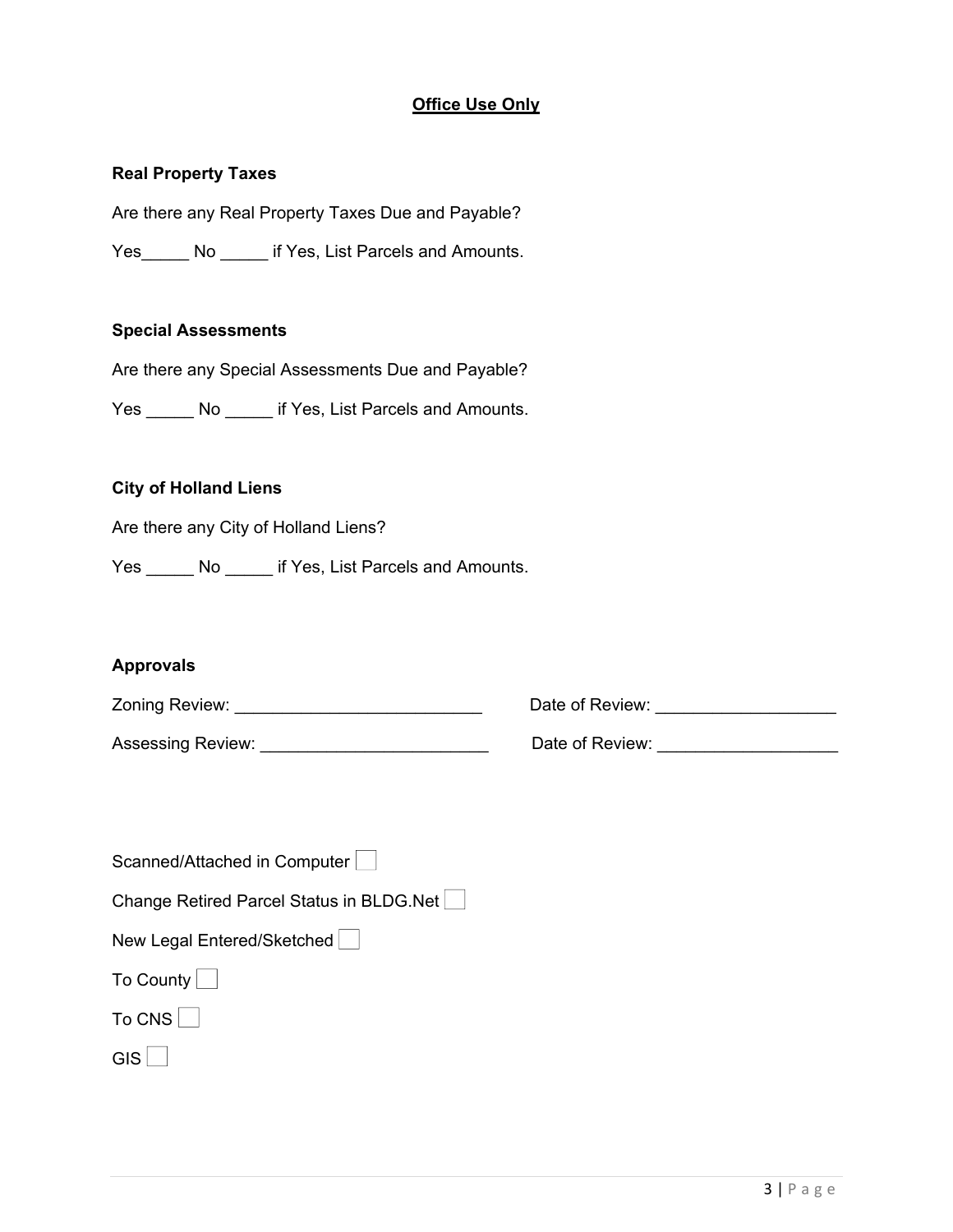**Office Use Only**

**Real Property Taxes**

Are there any Real Property Taxes Due and Payable?

Yes_____ No _____ if Yes, List Parcels and Amounts.

**Special Assessments**

Are there any Special Assessments Due and Payable?

Yes _____ No _____ if Yes, List Parcels and Amounts.

**City of Holland Liens**

Are there any City of Holland Liens?

Yes _____ No _____ if Yes, List Parcels and Amounts.

**Approvals**

Zoning Review: _________________________ Date of Review: __________________

Assessing Review: _______________________ Date of Review: __________________

Scanned/Attached in Computer ☐

Change Retired Parcel Status in BLDG.Net ☐

New Legal Entered/Sketched ☐

To County ☐

To CNS ☐

GIS ☐